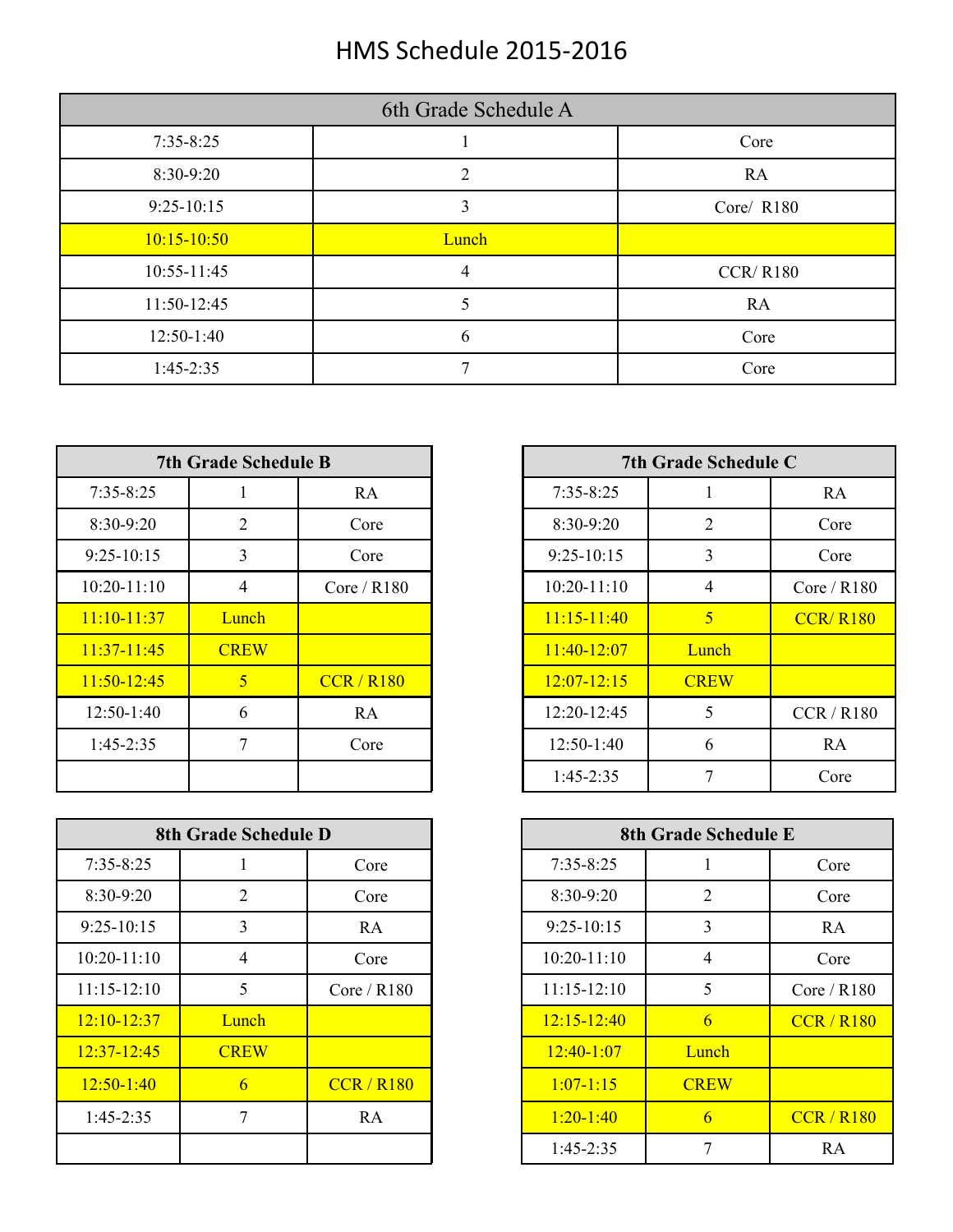# HMS Schedule 2015-2016

| 6th Grade Schedule A | | |
|---|---|---|
| 7:35-8:25 | 1 | Core |
| 8:30-9:20 | 2 | RA |
| 9:25-10:15 | 3 | Core/ R180 |
| 10:15-10:50 | Lunch | |
| 10:55-11:45 | 4 | CCR/ R180 |
| 11:50-12:45 | 5 | RA |
| 12:50-1:40 | 6 | Core |
| 1:45-2:35 | 7 | Core |

| 7th Grade Schedule B | | |
|---|---|---|
| 7:35-8:25 | 1 | RA |
| 8:30-9:20 | 2 | Core |
| 9:25-10:15 | 3 | Core |
| 10:20-11:10 | 4 | Core / R180 |
| 11:10-11:37 | Lunch | |
| 11:37-11:45 | CREW | |
| 11:50-12:45 | 5 | CCR / R180 |
| 12:50-1:40 | 6 | RA |
| 1:45-2:35 | 7 | Core |
| | | |

| 7th Grade Schedule C | | |
|---|---|---|
| 7:35-8:25 | 1 | RA |
| 8:30-9:20 | 2 | Core |
| 9:25-10:15 | 3 | Core |
| 10:20-11:10 | 4 | Core / R180 |
| 11:15-11:40 | 5 | CCR/ R180 |
| 11:40-12:07 | Lunch | |
| 12:07-12:15 | CREW | |
| 12:20-12:45 | 5 | CCR / R180 |
| 12:50-1:40 | 6 | RA |
| 1:45-2:35 | 7 | Core |

| 8th Grade Schedule D | | |
|---|---|---|
| 7:35-8:25 | 1 | Core |
| 8:30-9:20 | 2 | Core |
| 9:25-10:15 | 3 | RA |
| 10:20-11:10 | 4 | Core |
| 11:15-12:10 | 5 | Core / R180 |
| 12:10-12:37 | Lunch | |
| 12:37-12:45 | CREW | |
| 12:50-1:40 | 6 | CCR / R180 |
| 1:45-2:35 | 7 | RA |
| | | |

| 8th Grade Schedule E | | |
|---|---|---|
| 7:35-8:25 | 1 | Core |
| 8:30-9:20 | 2 | Core |
| 9:25-10:15 | 3 | RA |
| 10:20-11:10 | 4 | Core |
| 11:15-12:10 | 5 | Core / R180 |
| 12:15-12:40 | 6 | CCR / R180 |
| 12:40-1:07 | Lunch | |
| 1:07-1:15 | CREW | |
| 1:20-1:40 | 6 | CCR / R180 |
| 1:45-2:35 | 7 | RA |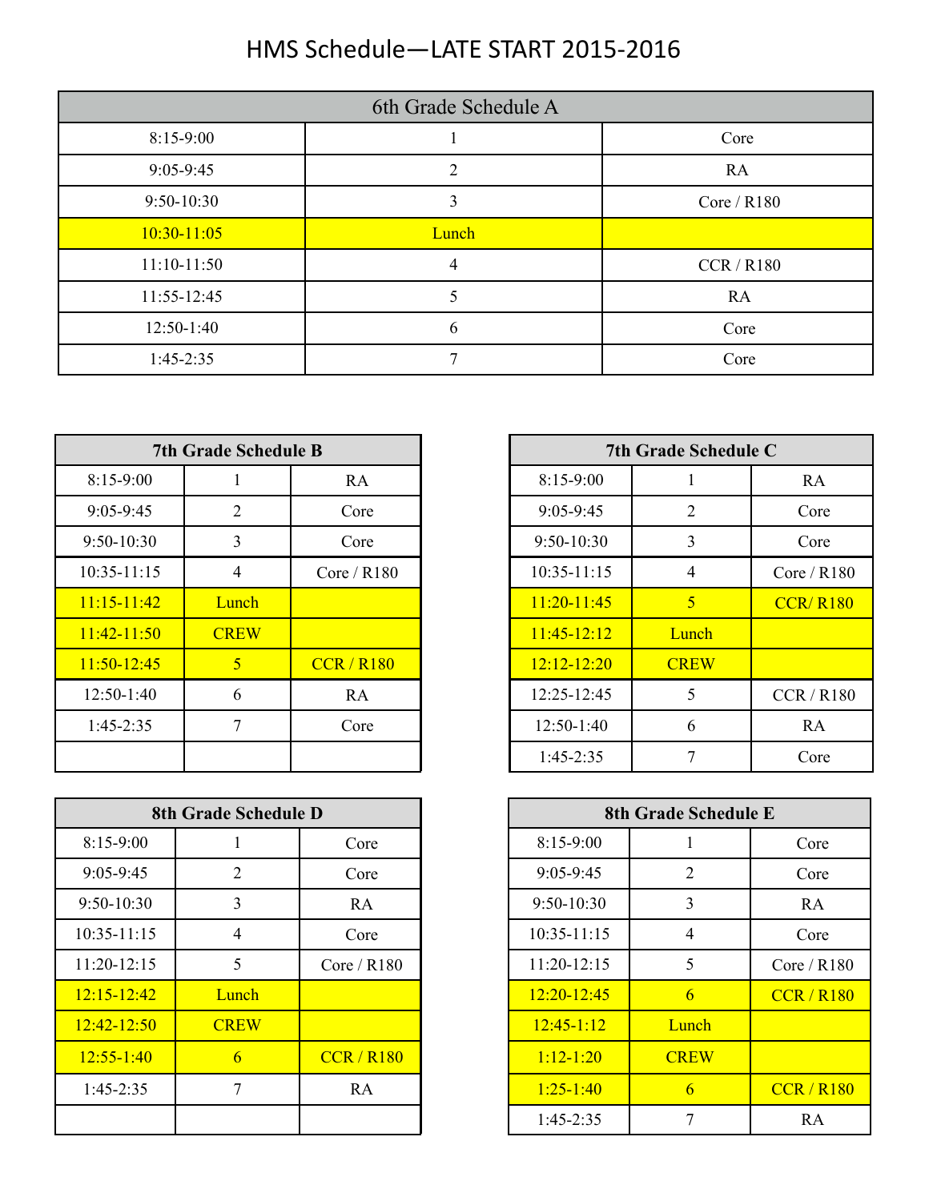# HMS Schedule—LATE START 2015-2016

| 6th Grade Schedule A | | |
|---|---|---|
| 8:15-9:00 | 1 | Core |
| 9:05-9:45 | 2 | RA |
| 9:50-10:30 | 3 | Core / R180 |
| 10:30-11:05 | Lunch | |
| 11:10-11:50 | 4 | CCR / R180 |
| 11:55-12:45 | 5 | RA |
| 12:50-1:40 | 6 | Core |
| 1:45-2:35 | 7 | Core |

| 7th Grade Schedule B | | |
|---|---|---|
| 8:15-9:00 | 1 | RA |
| 9:05-9:45 | 2 | Core |
| 9:50-10:30 | 3 | Core |
| 10:35-11:15 | 4 | Core / R180 |
| 11:15-11:42 | Lunch | |
| 11:42-11:50 | CREW | |
| 11:50-12:45 | 5 | CCR / R180 |
| 12:50-1:40 | 6 | RA |
| 1:45-2:35 | 7 | Core |
| | | |

| 7th Grade Schedule C | | |
|---|---|---|
| 8:15-9:00 | 1 | RA |
| 9:05-9:45 | 2 | Core |
| 9:50-10:30 | 3 | Core |
| 10:35-11:15 | 4 | Core / R180 |
| 11:20-11:45 | 5 | CCR/ R180 |
| 11:45-12:12 | Lunch | |
| 12:12-12:20 | CREW | |
| 12:25-12:45 | 5 | CCR / R180 |
| 12:50-1:40 | 6 | RA |
| 1:45-2:35 | 7 | Core |

| 8th Grade Schedule D | | |
|---|---|---|
| 8:15-9:00 | 1 | Core |
| 9:05-9:45 | 2 | Core |
| 9:50-10:30 | 3 | RA |
| 10:35-11:15 | 4 | Core |
| 11:20-12:15 | 5 | Core / R180 |
| 12:15-12:42 | Lunch | |
| 12:42-12:50 | CREW | |
| 12:55-1:40 | 6 | CCR / R180 |
| 1:45-2:35 | 7 | RA |
| | | |

| 8th Grade Schedule E | | |
|---|---|---|
| 8:15-9:00 | 1 | Core |
| 9:05-9:45 | 2 | Core |
| 9:50-10:30 | 3 | RA |
| 10:35-11:15 | 4 | Core |
| 11:20-12:15 | 5 | Core / R180 |
| 12:20-12:45 | 6 | CCR / R180 |
| 12:45-1:12 | Lunch | |
| 1:12-1:20 | CREW | |
| 1:25-1:40 | 6 | CCR / R180 |
| 1:45-2:35 | 7 | RA |